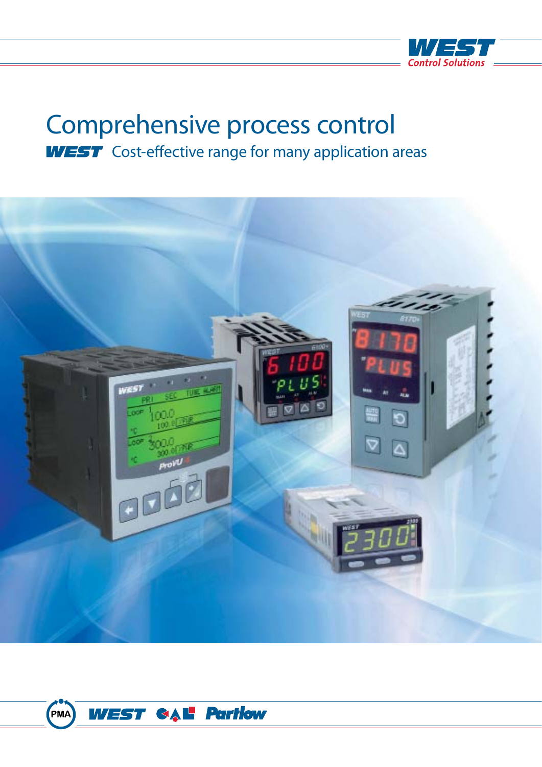WEST Control Solutions

# Comprehensive process control

## WEST Cost-effective range for many application areas

PMA WEST CAL Partlow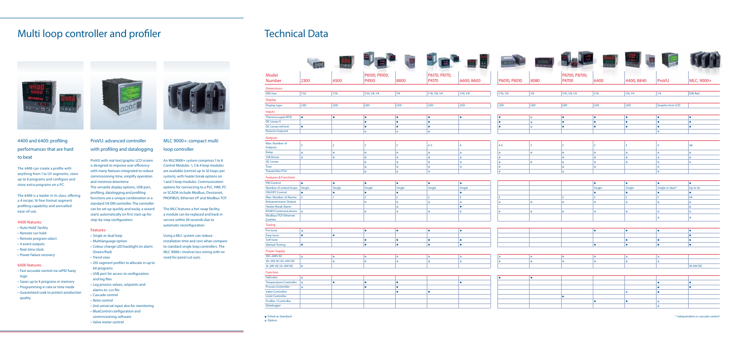# Multi loop controller and profiler

### 4400 and 6400: profiling performances that are hard to beat

The 4400 can create a profile with anything from 1 to 121 segments, store up to 8 programs and configure and store extra programs on a PC.

The 6400 is a leader in its class, offering a 4 recipe, 16 free-format segment profiling capability and unrivalled ease-of-use.

**4400 features:**

- 'Auto Hold' facility
- Remote run hold
- Remote program select
- 4 event outputs
- Real-time clock
- Power failure recovery

**6400 features:**

- Fast accurate control via raPID fuzzy logic
- Saves up to 4 programs in memory
- Programming in rate or time mode
- Guaranteed soak to protect production quality

### ProVU: advanced controller with profiling and datalogging

ProVU with real text/graphic LCD screen is designed to improve user efficiency with many features integrated to reduce commissioning time, simplify operation and minimise downtime.

The versatile display options, USB port, profiling, datalogging and profiling functions are a unique combination in a standard 1/4 DIN controller. The controller can be set-up quickly and easily, a wizard starts automatically on first start-up for step-by-step configuration.

**Features:**

- Single or dual loop
- Multilanguage option
- Colour change LED backlight on alarm (Green/Red)
- Trend view
- 255 segment profiler to allocate in up to 64 programs
- USB port for access to configuration and log files
- Log process values, setpoints and alarms to .csv file
- Cascade control
- Ratio control
- 2nd universal input also for monitoring
- BlueControl configuration and commissioning software
- Valve motor control

### MLC 9000+: compact multi loop controller

An MLC9000+ system comprises 1 to 8 Control Modules. 1, 3 & 4 loop modules are available (control up to 32 loops per system), with heater break options on 1 and 3 loop modules. Communication options for connecting to a PLC, HMI, PC or SCADA include Modbus, Devicenet, PROFIBUS, Ethernet I/P and Modbus TCP.

The MLC features a hot swap facility, a module can be replaced and back in service within 30 seconds due to automatic reconfiguration.

Using a MLC system can reduce installation time and cost when compare to standard single loop controllers. The MLC 9000+ involves less wiring with no need for panel cut-outs.

# Technical Data

| Model Number | 2300 | 6500 | P6100, P8100, P4100 | 8800 | P6170, P8170, P4170 | 6600, 8600 | P6010, P8010 | 8080 | P6700, P8700, P4700 | 6400 | 4400, 8840 | ProVU | MLC, 9000+ |
|---|---|---|---|---|---|---|---|---|---|---|---|---|---|
| **Dimensions** | | | | | | | | | | | | | |
| DIN Size | 1/32 | 1/16 | 1/16, 1/8, 1/4 | 1/8 | 1/16, 1/8, 1/4 | 1/16, 1/8 | 1/16, 1/8 | 1/8 | 1/16, 1/8, 1/4 | 1/16 | 1/8, 1/4 | 1/4 | DIN Rail |
| **Display** | | | | | | | | | | | | | |
| Display type | LED | LED | LED | LED | LED | LED | LED | LED | LED | LED | LED | Graphic/text LCD | |
| **Inputs** | | | | | | | | | | | | | |
| Thermocouple/RTD | ● | ● | ● | ● | ● | ● | ● | ○ | ● | ● | ● | ● | ● |
| DC Linear V | | | ● | ● | ● | | ● | ○ | ● | ● | ● | ● | ● |
| DC Linear mV/mA | ● | | ● | ● | ● | | ● | ○ | ● | ● | ● | ● | ● |
| Remote Setpoint | | | ○ | ○ | ○ | | | | | | | ○ | |
| **Outputs** | | | | | | | | | | | | | |
| Max. Number of Outputs | 3 | 2 | 3 | 3 | 4-5 | 4 | 4-5 | 3 | 3 | 3 | 3 | 9 | 48 |
| Relay | ○ | ○ | ○ | ○ | ○ | ○ | ○ | ○ | ○ | ○ | ○ | ○ | ○ |
| SSR Driver | ○ | ○ | ○ | ○ | ○ | ○ | ○ | | ○ | ○ | ○ | ○ | ○ |
| DC Linear | | | ○ | ○ | ○ | ○ | ○ | ○ | ○ | ○ | ○ | ○ | ○ |
| Triac | | | ○ | ○ | ○ | ○ | ○ | | ○ | ○ | | ○ | |
| Transmitter PSU | | | ○ | ○ | ○ | | ○ | | ○ | | | ○ | |
| **Features & Functions** | | | | | | | | | | | | | |
| PID Control | ● | ● | ● | ● | ● | ● | | | | ● | ● | ● | ● |
| Number of control loops | Single | Single | Single | Single | Single | Single | | | | Single | Single | Single or dual * | Up to 32 |
| ON/OFF Control | ● | ● | ● | ● | ● | ● | | | | ● | ● | ● | ● |
| Max. Number of Alarms | 2 | 1 | 2 | 2 | 2 | 2 | 5 | | 3 | 2 | 2 | 5 | 64 |
| Retransmission Output | | | ○ | ○ | ○ | ○ | ○ | ○ | ○ | ○ | ○ | ○ | ○ |
| Heater Break Alarm | | | | ○ | | ● | | | | | | | ○ |
| RS485 Communications | ○ | | ○ | ○ | ○ | ○ | ○ | ○ | ○ | ○ | ○ | ○ | ○ |
| Modbus/TCP Ethernet Comms | | | | | | | | | | | | ○ | ○ |
| **Tuning** | | | | | | | | | | | | | |
| Pre-tune | ○ | | ● | ● | ● | ● | | | | ● | ● | ● | ● |
| Easy-tune | ● | ● | | | | | | | | | | | ● |
| Self-tune | | | ● | ● | ● | ● | | | | | ● | ● | ● |
| Manual Tuning | ● | | ● | ● | ● | ● | | | | ● | ● | ● | ● |
| **Power Supply** | | | | | | | | | | | | | |
| 100–240V AC | ○ | ○ | ○ | ○ | ○ | ○ | ○ | ○ | ○ | ○ | ○ | ○ | |
| 20–50V AC/22–65V DC | | ○ | ○ | ○ | ○ | ○ | ○ | ○ | ○ | ○ | ○ | ○ | |
| 12–24V AC/12–30V DC | ○ | | | | | | | | | | | | 18-30V DC |
| **Function** | | | | | | | | | | | | | |
| Indicator | ○ | | | | | | ● | ● | | | | | |
| Temperature Controller | ○ | ● | ● | ● | | ● | | | | | | ● | ● |
| Process Controller | ○ | | ● | ● | | | | | | | | ● | ● |
| Valve Controller | | | | ● | ● | | | | | | ○ | ● | |
| Limit Controller | | | | | | | | | ● | | | | |
| Profiler / Controller | | | | | | | | | | ● | ● | ○ | |
| Datalogger | | | | | | | | | | | | ○ | |

● Fitted as Standard
○ Option

\* independent or cascade control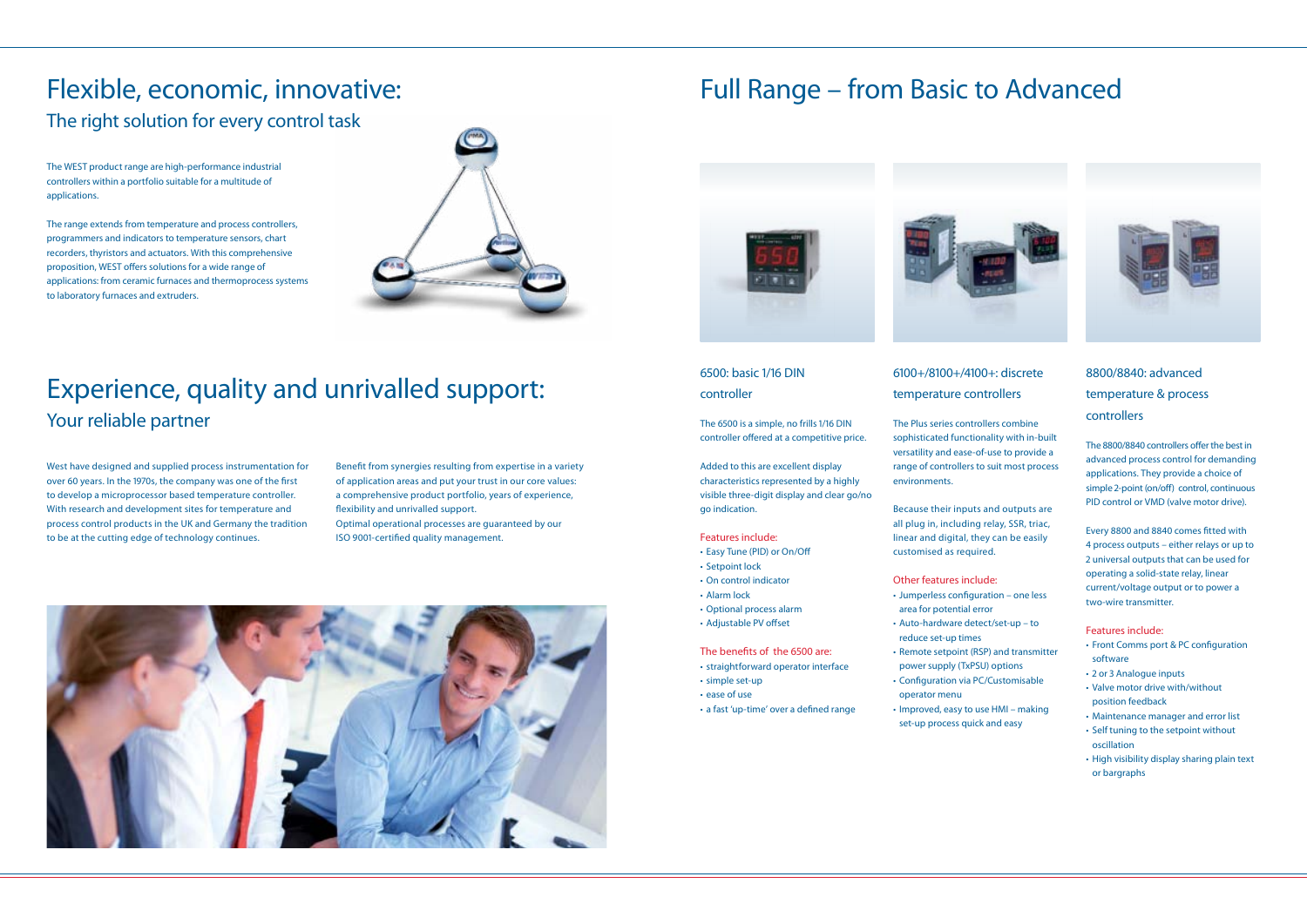# Flexible, economic, innovative:

## The right solution for every control task

The WEST product range are high-performance industrial controllers within a portfolio suitable for a multitude of applications.

The range extends from temperature and process controllers, programmers and indicators to temperature sensors, chart recorders, thyristors and actuators. With this comprehensive proposition, WEST offers solutions for a wide range of applications: from ceramic furnaces and thermoprocess systems to laboratory furnaces and extruders.

# Experience, quality and unrivalled support:

## Your reliable partner

West have designed and supplied process instrumentation for over 60 years. In the 1970s, the company was one of the first to develop a microprocessor based temperature controller. With research and development sites for temperature and process control products in the UK and Germany the tradition to be at the cutting edge of technology continues.

Benefit from synergies resulting from expertise in a variety of application areas and put your trust in our core values: a comprehensive product portfolio, years of experience, flexibility and unrivalled support.
Optimal operational processes are guaranteed by our ISO 9001-certified quality management.

# Full Range – from Basic to Advanced

### 6500: basic 1/16 DIN controller

The 6500 is a simple, no frills 1/16 DIN controller offered at a competitive price.

Added to this are excellent display characteristics represented by a highly visible three-digit display and clear go/no go indication.

Features include:

- Easy Tune (PID) or On/Off
- Setpoint lock
- On control indicator
- Alarm lock
- Optional process alarm
- Adjustable PV offset

The benefits of the 6500 are:

- straightforward operator interface
- simple set-up
- ease of use
- a fast 'up-time' over a defined range

### 6100+/8100+/4100+: discrete temperature controllers

The Plus series controllers combine sophisticated functionality with in-built versatility and ease-of-use to provide a range of controllers to suit most process environments.

Because their inputs and outputs are all plug in, including relay, SSR, triac, linear and digital, they can be easily customised as required.

Other features include:

- Jumperless configuration – one less area for potential error
- Auto-hardware detect/set-up – to reduce set-up times
- Remote setpoint (RSP) and transmitter power supply (TxPSU) options
- Configuration via PC/Customisable operator menu
- Improved, easy to use HMI – making set-up process quick and easy

### 8800/8840: advanced temperature & process controllers

The 8800/8840 controllers offer the best in advanced process control for demanding applications. They provide a choice of simple 2-point (on/off) control, continuous PID control or VMD (valve motor drive).

Every 8800 and 8840 comes fitted with 4 process outputs – either relays or up to 2 universal outputs that can be used for operating a solid-state relay, linear current/voltage output or to power a two-wire transmitter.

Features include:

- Front Comms port & PC configuration software
- 2 or 3 Analogue inputs
- Valve motor drive with/without position feedback
- Maintenance manager and error list
- Self tuning to the setpoint without oscillation
- High visibility display sharing plain text or bargraphs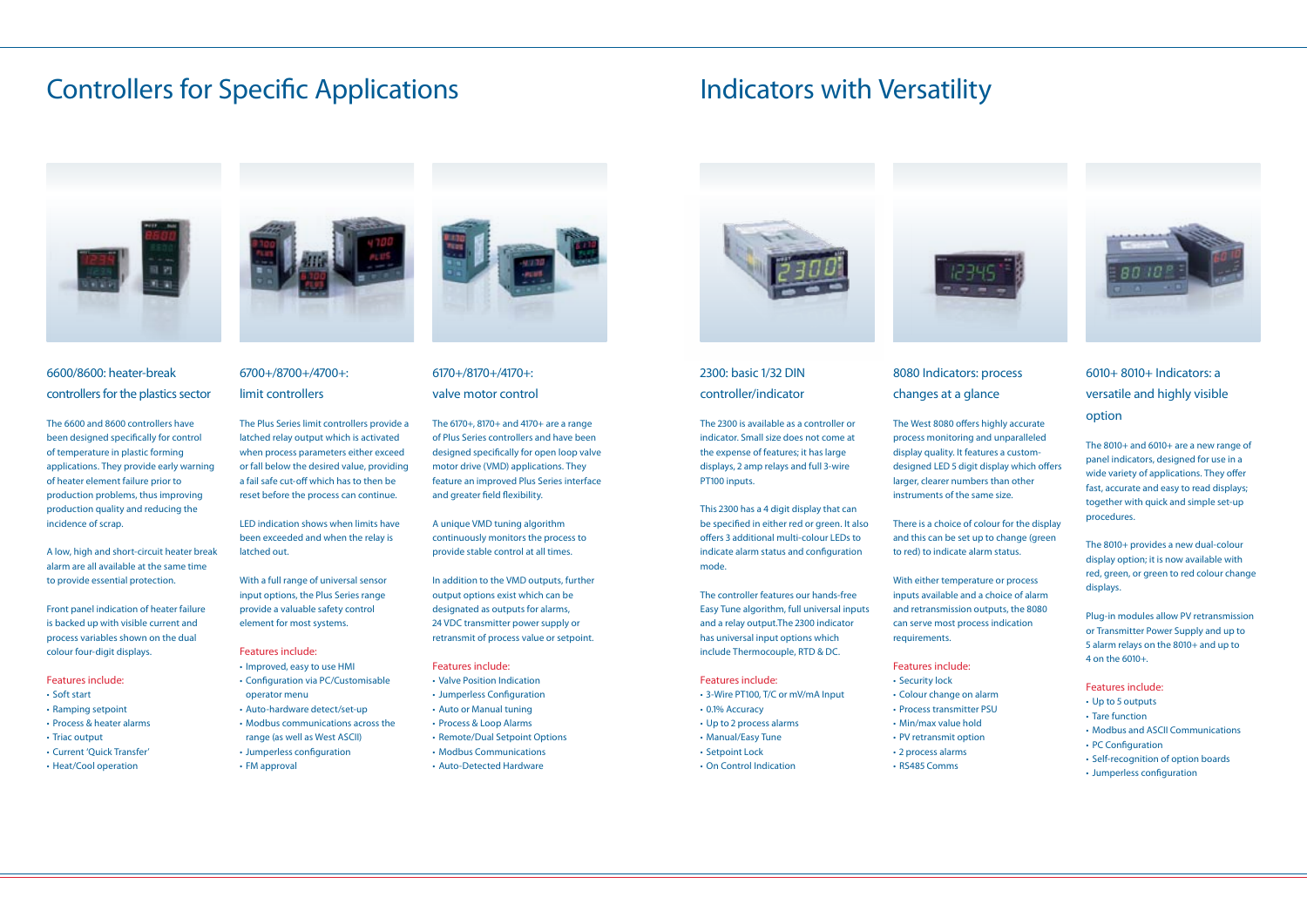# Controllers for Specific Applications

### 6600/8600: heater-break controllers for the plastics sector

The 6600 and 8600 controllers have been designed specifically for control of temperature in plastic forming applications. They provide early warning of heater element failure prior to production problems, thus improving production quality and reducing the incidence of scrap.

A low, high and short-circuit heater break alarm are all available at the same time to provide essential protection.

Front panel indication of heater failure is backed up with visible current and process variables shown on the dual colour four-digit displays.

Features include:

- Soft start
- Ramping setpoint
- Process & heater alarms
- Triac output
- Current 'Quick Transfer'
- Heat/Cool operation

### 6700+/8700+/4700+: limit controllers

The Plus Series limit controllers provide a latched relay output which is activated when process parameters either exceed or fall below the desired value, providing a fail safe cut-off which has to then be reset before the process can continue.

LED indication shows when limits have been exceeded and when the relay is latched out.

With a full range of universal sensor input options, the Plus Series range provide a valuable safety control element for most systems.

Features include:

- Improved, easy to use HMI
- Configuration via PC/Customisable operator menu
- Auto-hardware detect/set-up
- Modbus communications across the range (as well as West ASCII)
- Jumperless configuration
- FM approval

### 6170+/8170+/4170+: valve motor control

The 6170+, 8170+ and 4170+ are a range of Plus Series controllers and have been designed specifically for open loop valve motor drive (VMD) applications. They feature an improved Plus Series interface and greater field flexibility.

A unique VMD tuning algorithm continuously monitors the process to provide stable control at all times.

In addition to the VMD outputs, further output options exist which can be designated as outputs for alarms, 24 VDC transmitter power supply or retransmit of process value or setpoint.

Features include:

- Valve Position Indication
- Jumperless Configuration
- Auto or Manual tuning
- Process & Loop Alarms
- Remote/Dual Setpoint Options
- Modbus Communications
- Auto-Detected Hardware

# Indicators with Versatility

### 2300: basic 1/32 DIN controller/indicator

The 2300 is available as a controller or indicator. Small size does not come at the expense of features; it has large displays, 2 amp relays and full 3-wire PT100 inputs.

This 2300 has a 4 digit display that can be specified in either red or green. It also offers 3 additional multi-colour LEDs to indicate alarm status and configuration mode.

The controller features our hands-free Easy Tune algorithm, full universal inputs and a relay output.The 2300 indicator has universal input options which include Thermocouple, RTD & DC.

Features include:

- 3-Wire PT100, T/C or mV/mA Input
- 0.1% Accuracy
- Up to 2 process alarms
- Manual/Easy Tune
- Setpoint Lock
- On Control Indication

### 8080 Indicators: process changes at a glance

The West 8080 offers highly accurate process monitoring and unparalleled display quality. It features a custom-designed LED 5 digit display which offers larger, clearer numbers than other instruments of the same size.

There is a choice of colour for the display and this can be set up to change (green to red) to indicate alarm status.

With either temperature or process inputs available and a choice of alarm and retransmission outputs, the 8080 can serve most process indication requirements.

Features include:

- Security lock
- Colour change on alarm
- Process transmitter PSU
- Min/max value hold
- PV retransmit option
- 2 process alarms
- RS485 Comms

### 6010+ 8010+ Indicators: a versatile and highly visible option

The 8010+ and 6010+ are a new range of panel indicators, designed for use in a wide variety of applications. They offer fast, accurate and easy to read displays; together with quick and simple set-up procedures.

The 8010+ provides a new dual-colour display option; it is now available with red, green, or green to red colour change displays.

Plug-in modules allow PV retransmission or Transmitter Power Supply and up to 5 alarm relays on the 8010+ and up to 4 on the 6010+.

Features include:

- Up to 5 outputs
- Tare function
- Modbus and ASCII Communications
- PC Configuration
- Self-recognition of option boards
- Jumperless configuration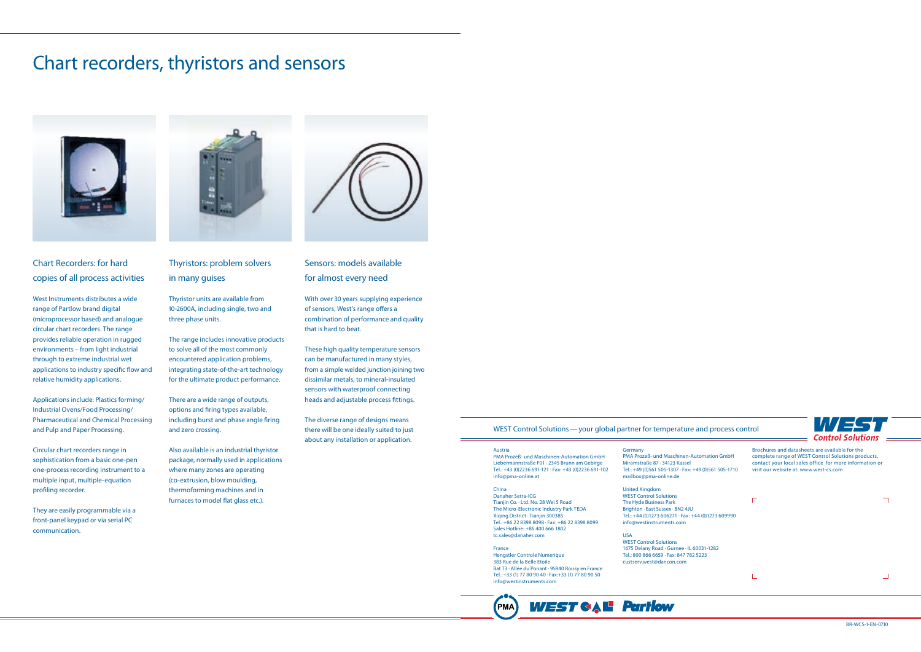# Chart recorders, thyristors and sensors

## Chart Recorders: for hard copies of all process activities

West Instruments distributes a wide range of Partlow brand digital (microprocessor based) and analogue circular chart recorders. The range provides reliable operation in rugged environments – from light industrial through to extreme industrial wet applications to industry specific flow and relative humidity applications.

Applications include: Plastics forming/ Industrial Ovens/Food Processing/ Pharmaceutical and Chemical Processing and Pulp and Paper Processing.

Circular chart recorders range in sophistication from a basic one-pen one-process recording instrument to a multiple input, multiple-equation profiling recorder.

They are easily programmable via a front-panel keypad or via serial PC communication.

## Thyristors: problem solvers in many guises

Thyristor units are available from 10-2600A, including single, two and three phase units.

The range includes innovative products to solve all of the most commonly encountered application problems, integrating state-of-the-art technology for the ultimate product performance.

There are a wide range of outputs, options and firing types available, including burst and phase angle firing and zero crossing.

Also available is an industrial thyristor package, normally used in applications where many zones are operating (co-extrusion, blow moulding, thermoforming machines and in furnaces to model flat glass etc.).

## Sensors: models available for almost every need

With over 30 years supplying experience of sensors, West's range offers a combination of performance and quality that is hard to beat.

These high quality temperature sensors can be manufactured in many styles, from a simple welded junction joining two dissimilar metals, to mineral-insulated sensors with waterproof connecting heads and adjustable process fittings.

The diverse range of designs means there will be one ideally suited to just about any installation or application.

WEST Control Solutions — your global partner for temperature and process control

WEST Control Solutions

Austria
PMA Prozeß- und Maschinen-Automation GmbH
Liebermannstraße F01 · 2345 Brunn am Gebirge
Tel.: +43 (0)2236 691-121 · Fax: +43 (0)2236 691-102
info@pma-online.at

China
Danaher Setra-ICG
Tianjin Co. · Ltd. No. 28 Wei 5 Road
The Micro-Electronic Industry Park TEDA
Xiqing District · Tianjin 300385
Tel.: +86 22 8398 8098 · Fax: +86 22 8398 8099
Sales Hotline: +86 400 666 1802
tc.sales@danaher.com

France
Hengstler Controle Numerique
383 Rue de la Belle Etoile
Bat T3 · Allée du Ponant · 95940 Roissy en France
Tel.: +33 (1) 77 80 90 40 · Fax:+33 (1) 77 80 90 50
info@westinstruments.com

Germany
PMA Prozeß- und Maschinen-Automation GmbH
Miramstraße 87 · 34123 Kassel
Tel.: +49 (0)561 505-1307 · Fax: +49 (0)561 505-1710
mailbox@pma-online.de

United Kingdom
WEST Control Solutions
The Hyde Business Park
Brighton · East Sussex · BN2 4JU
Tel.: +44 (0)1273 606271 · Fax: +44 (0)1273 609990
info@westinstruments.com

USA
WEST Control Solutions
1675 Delany Road · Gurnee · IL 60031-1282
Tel.: 800 866 6659 · Fax: 847 782 5223
custserv.west@dancon.com

Brochures and datasheets are available for the complete range of WEST Control Solutions products, contact your local sales office for more information or visit our website at: www.west-cs.com

PMA WEST Partlow

BR-WCS-1-EN-0710